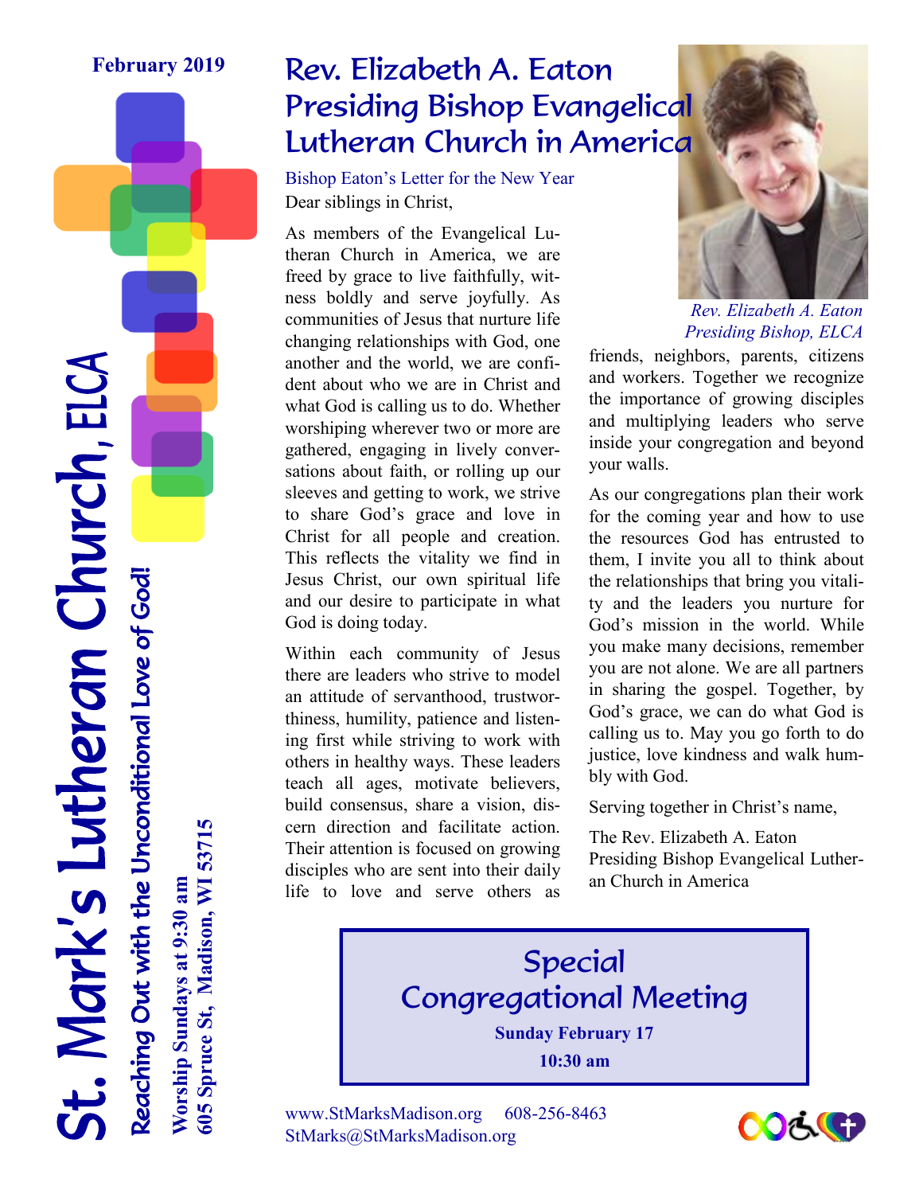February 2019

# St. Mark's Lutheran Church, ELCA

*Reaching Out with the Unconditional Love of God!*

**Worship Sundays at 9:30 am**
**605 Spruce St, Madison, WI 53715**

## Rev. Elizabeth A. Eaton Presiding Bishop Evangelical Lutheran Church in America

Bishop Eaton's Letter for the New Year

Dear siblings in Christ,

As members of the Evangelical Lutheran Church in America, we are freed by grace to live faithfully, witness boldly and serve joyfully. As communities of Jesus that nurture life changing relationships with God, one another and the world, we are confident about who we are in Christ and what God is calling us to do. Whether worshiping wherever two or more are gathered, engaging in lively conversations about faith, or rolling up our sleeves and getting to work, we strive to share God's grace and love in Christ for all people and creation. This reflects the vitality we find in Jesus Christ, our own spiritual life and our desire to participate in what God is doing today.

Within each community of Jesus there are leaders who strive to model an attitude of servanthood, trustworthiness, humility, patience and listening first while striving to work with others in healthy ways. These leaders teach all ages, motivate believers, build consensus, share a vision, discern direction and facilitate action. Their attention is focused on growing disciples who are sent into their daily life to love and serve others as friends, neighbors, parents, citizens and workers. Together we recognize the importance of growing disciples and multiplying leaders who serve inside your congregation and beyond your walls.

*Rev. Elizabeth A. Eaton*
*Presiding Bishop, ELCA*

As our congregations plan their work for the coming year and how to use the resources God has entrusted to them, I invite you all to think about the relationships that bring you vitality and the leaders you nurture for God's mission in the world. While you make many decisions, remember you are not alone. We are all partners in sharing the gospel. Together, by God's grace, we can do what God is calling us to. May you go forth to do justice, love kindness and walk humbly with God.

Serving together in Christ's name,

The Rev. Elizabeth A. Eaton
Presiding Bishop Evangelical Lutheran Church in America

## Special Congregational Meeting

**Sunday February 17**

**10:30 am**

www.StMarksMadison.org 608-256-8463
StMarks@StMarksMadison.org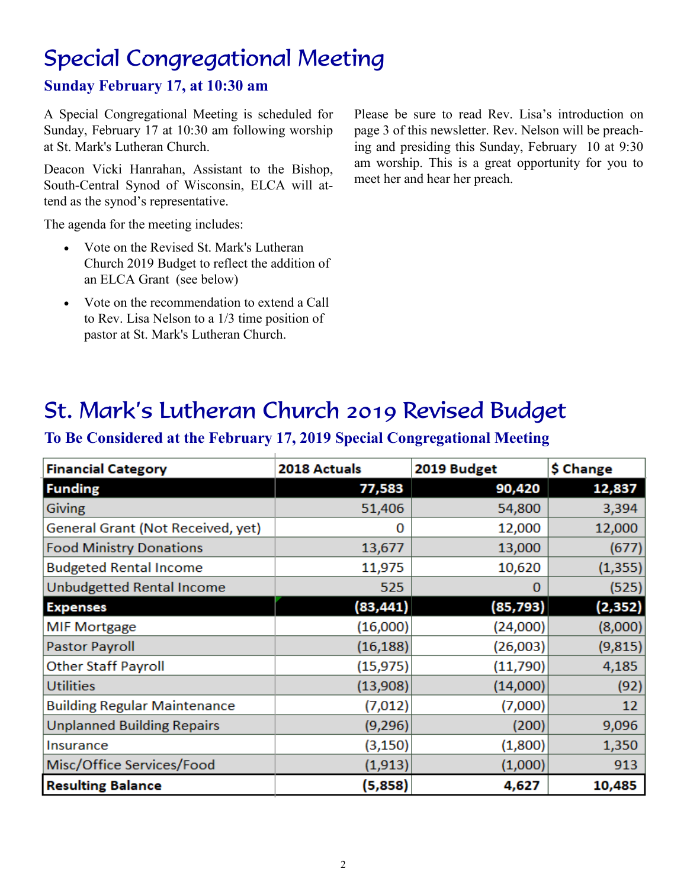# Special Congregational Meeting

### Sunday February 17, at 10:30 am

A Special Congregational Meeting is scheduled for Sunday, February 17 at 10:30 am following worship at St. Mark's Lutheran Church.

Deacon Vicki Hanrahan, Assistant to the Bishop, South-Central Synod of Wisconsin, ELCA will attend as the synod's representative.

The agenda for the meeting includes:

- Vote on the Revised St. Mark's Lutheran Church 2019 Budget to reflect the addition of an ELCA Grant (see below)
- Vote on the recommendation to extend a Call to Rev. Lisa Nelson to a 1/3 time position of pastor at St. Mark's Lutheran Church.

Please be sure to read Rev. Lisa's introduction on page 3 of this newsletter. Rev. Nelson will be preaching and presiding this Sunday, February 10 at 9:30 am worship. This is a great opportunity for you to meet her and hear her preach.

# St. Mark's Lutheran Church 2019 Revised Budget

### To Be Considered at the February 17, 2019 Special Congregational Meeting

| Financial Category | 2018 Actuals | 2019 Budget | $ Change |
|---|---|---|---|
| **Funding** | **77,583** | **90,420** | **12,837** |
| Giving | 51,406 | 54,800 | 3,394 |
| General Grant (Not Received, yet) | 0 | 12,000 | 12,000 |
| Food Ministry Donations | 13,677 | 13,000 | (677) |
| Budgeted Rental Income | 11,975 | 10,620 | (1,355) |
| Unbudgetted Rental Income | 525 | 0 | (525) |
| **Expenses** | **(83,441)** | **(85,793)** | **(2,352)** |
| MIF Mortgage | (16,000) | (24,000) | (8,000) |
| Pastor Payroll | (16,188) | (26,003) | (9,815) |
| Other Staff Payroll | (15,975) | (11,790) | 4,185 |
| Utilities | (13,908) | (14,000) | (92) |
| Building Regular Maintenance | (7,012) | (7,000) | 12 |
| Unplanned Building Repairs | (9,296) | (200) | 9,096 |
| Insurance | (3,150) | (1,800) | 1,350 |
| Misc/Office Services/Food | (1,913) | (1,000) | 913 |
| **Resulting Balance** | **(5,858)** | **4,627** | **10,485** |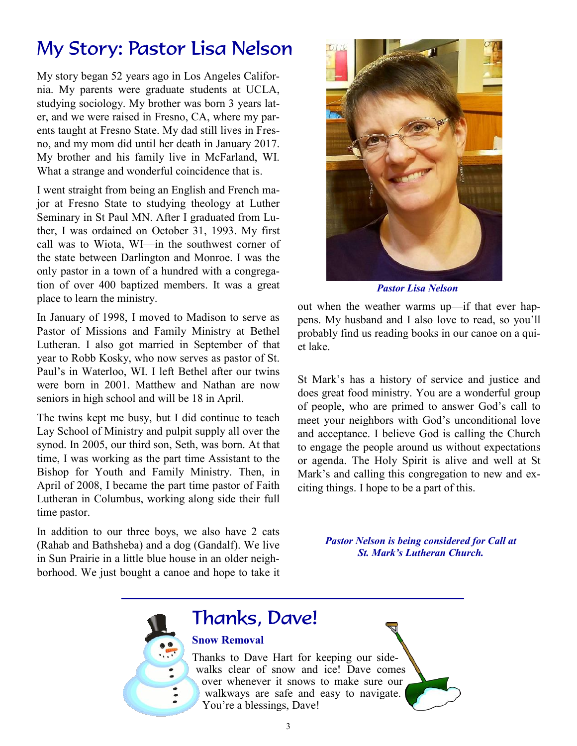# My Story: Pastor Lisa Nelson

My story began 52 years ago in Los Angeles California. My parents were graduate students at UCLA, studying sociology. My brother was born 3 years later, and we were raised in Fresno, CA, where my parents taught at Fresno State. My dad still lives in Fresno, and my mom did until her death in January 2017. My brother and his family live in McFarland, WI. What a strange and wonderful coincidence that is.

I went straight from being an English and French major at Fresno State to studying theology at Luther Seminary in St Paul MN. After I graduated from Luther, I was ordained on October 31, 1993. My first call was to Wiota, WI—in the southwest corner of the state between Darlington and Monroe. I was the only pastor in a town of a hundred with a congregation of over 400 baptized members. It was a great place to learn the ministry.

In January of 1998, I moved to Madison to serve as Pastor of Missions and Family Ministry at Bethel Lutheran. I also got married in September of that year to Robb Kosky, who now serves as pastor of St. Paul's in Waterloo, WI. I left Bethel after our twins were born in 2001. Matthew and Nathan are now seniors in high school and will be 18 in April.

The twins kept me busy, but I did continue to teach Lay School of Ministry and pulpit supply all over the synod. In 2005, our third son, Seth, was born. At that time, I was working as the part time Assistant to the Bishop for Youth and Family Ministry. Then, in April of 2008, I became the part time pastor of Faith Lutheran in Columbus, working along side their full time pastor.

In addition to our three boys, we also have 2 cats (Rahab and Bathsheba) and a dog (Gandalf). We live in Sun Prairie in a little blue house in an older neighborhood. We just bought a canoe and hope to take it out when the weather warms up—if that ever happens. My husband and I also love to read, so you'll probably find us reading books in our canoe on a quiet lake.

*Pastor Lisa Nelson*

St Mark's has a history of service and justice and does great food ministry. You are a wonderful group of people, who are primed to answer God's call to meet your neighbors with God's unconditional love and acceptance. I believe God is calling the Church to engage the people around us without expectations or agenda. The Holy Spirit is alive and well at St Mark's and calling this congregation to new and exciting things. I hope to be a part of this.

***Pastor Nelson is being considered for Call at St. Mark's Lutheran Church.***

---

# Thanks, Dave!

**Snow Removal**

Thanks to Dave Hart for keeping our sidewalks clear of snow and ice! Dave comes over whenever it snows to make sure our walkways are safe and easy to navigate. You're a blessings, Dave!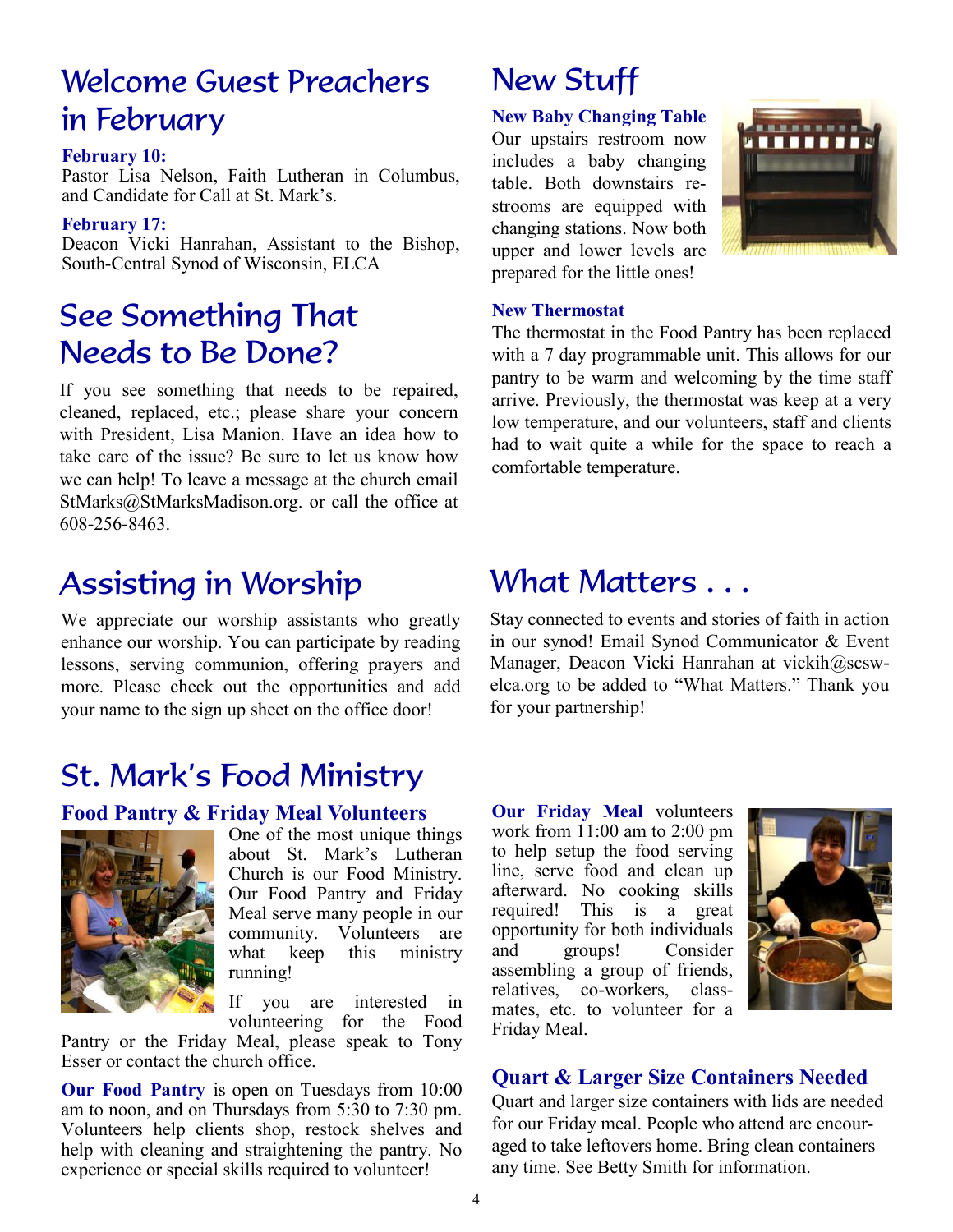## Welcome Guest Preachers in February

**February 10:**
Pastor Lisa Nelson, Faith Lutheran in Columbus, and Candidate for Call at St. Mark's.

**February 17:**
Deacon Vicki Hanrahan, Assistant to the Bishop, South-Central Synod of Wisconsin, ELCA

## See Something That Needs to Be Done?

If you see something that needs to be repaired, cleaned, replaced, etc.; please share your concern with President, Lisa Manion. Have an idea how to take care of the issue? Be sure to let us know how we can help! To leave a message at the church email StMarks@StMarksMadison.org. or call the office at 608-256-8463.

## Assisting in Worship

We appreciate our worship assistants who greatly enhance our worship. You can participate by reading lessons, serving communion, offering prayers and more. Please check out the opportunities and add your name to the sign up sheet on the office door!

## New Stuff

### New Baby Changing Table

Our upstairs restroom now includes a baby changing table. Both downstairs restrooms are equipped with changing stations. Now both upper and lower levels are prepared for the little ones!

### New Thermostat

The thermostat in the Food Pantry has been replaced with a 7 day programmable unit. This allows for our pantry to be warm and welcoming by the time staff arrive. Previously, the thermostat was keep at a very low temperature, and our volunteers, staff and clients had to wait quite a while for the space to reach a comfortable temperature.

## What Matters . . .

Stay connected to events and stories of faith in action in our synod! Email Synod Communicator & Event Manager, Deacon Vicki Hanrahan at vickih@scsw-elca.org to be added to "What Matters." Thank you for your partnership!

## St. Mark's Food Ministry

### Food Pantry & Friday Meal Volunteers

One of the most unique things about St. Mark's Lutheran Church is our Food Ministry. Our Food Pantry and Friday Meal serve many people in our community. Volunteers are what keep this ministry running!

If you are interested in volunteering for the Food Pantry or the Friday Meal, please speak to Tony Esser or contact the church office.

**Our Food Pantry** is open on Tuesdays from 10:00 am to noon, and on Thursdays from 5:30 to 7:30 pm. Volunteers help clients shop, restock shelves and help with cleaning and straightening the pantry. No experience or special skills required to volunteer!

**Our Friday Meal** volunteers work from 11:00 am to 2:00 pm to help setup the food serving line, serve food and clean up afterward. No cooking skills required! This is a great opportunity for both individuals and groups! Consider assembling a group of friends, relatives, co-workers, classmates, etc. to volunteer for a Friday Meal.

### Quart & Larger Size Containers Needed

Quart and larger size containers with lids are needed for our Friday meal. People who attend are encouraged to take leftovers home. Bring clean containers any time. See Betty Smith for information.